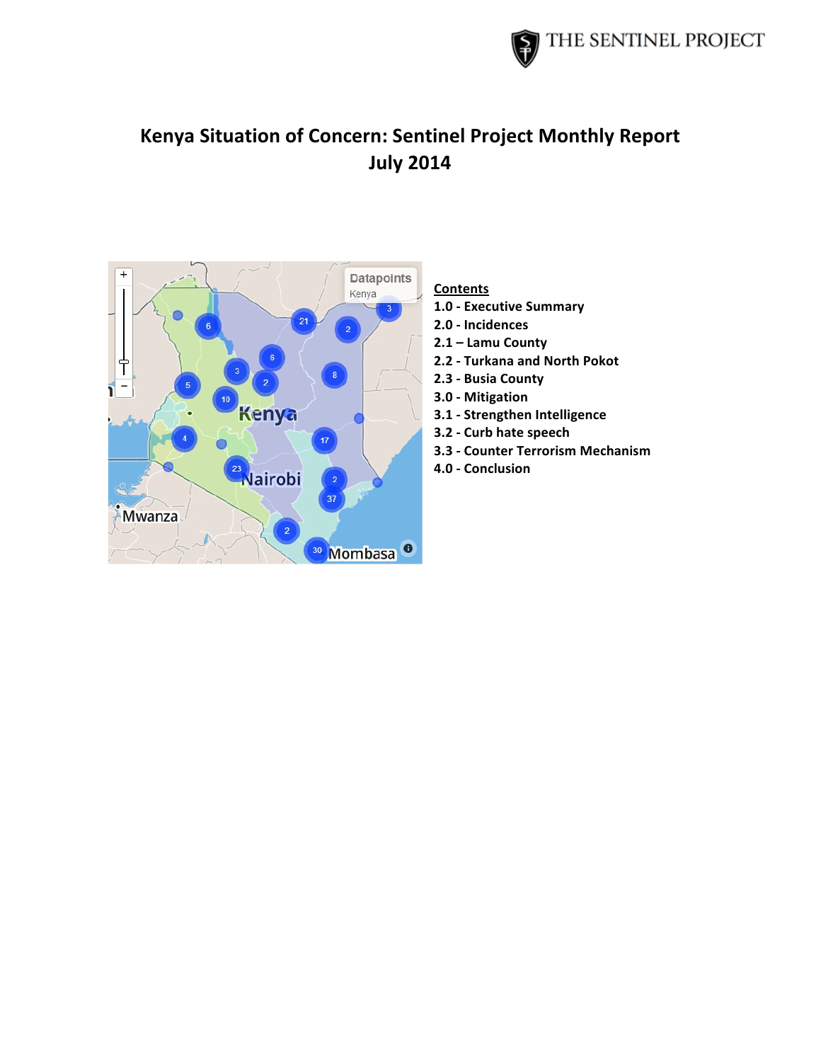# Kenya Situation of Concern: Sentinel Project Monthly Report
## July 2014

**Contents**

**1.0 - Executive Summary**
**2.0 - Incidences**
**2.1 – Lamu County**
**2.2 - Turkana and North Pokot**
**2.3 - Busia County**
**3.0 - Mitigation**
**3.1 - Strengthen Intelligence**
**3.2 - Curb hate speech**
**3.3 - Counter Terrorism Mechanism**
**4.0 - Conclusion**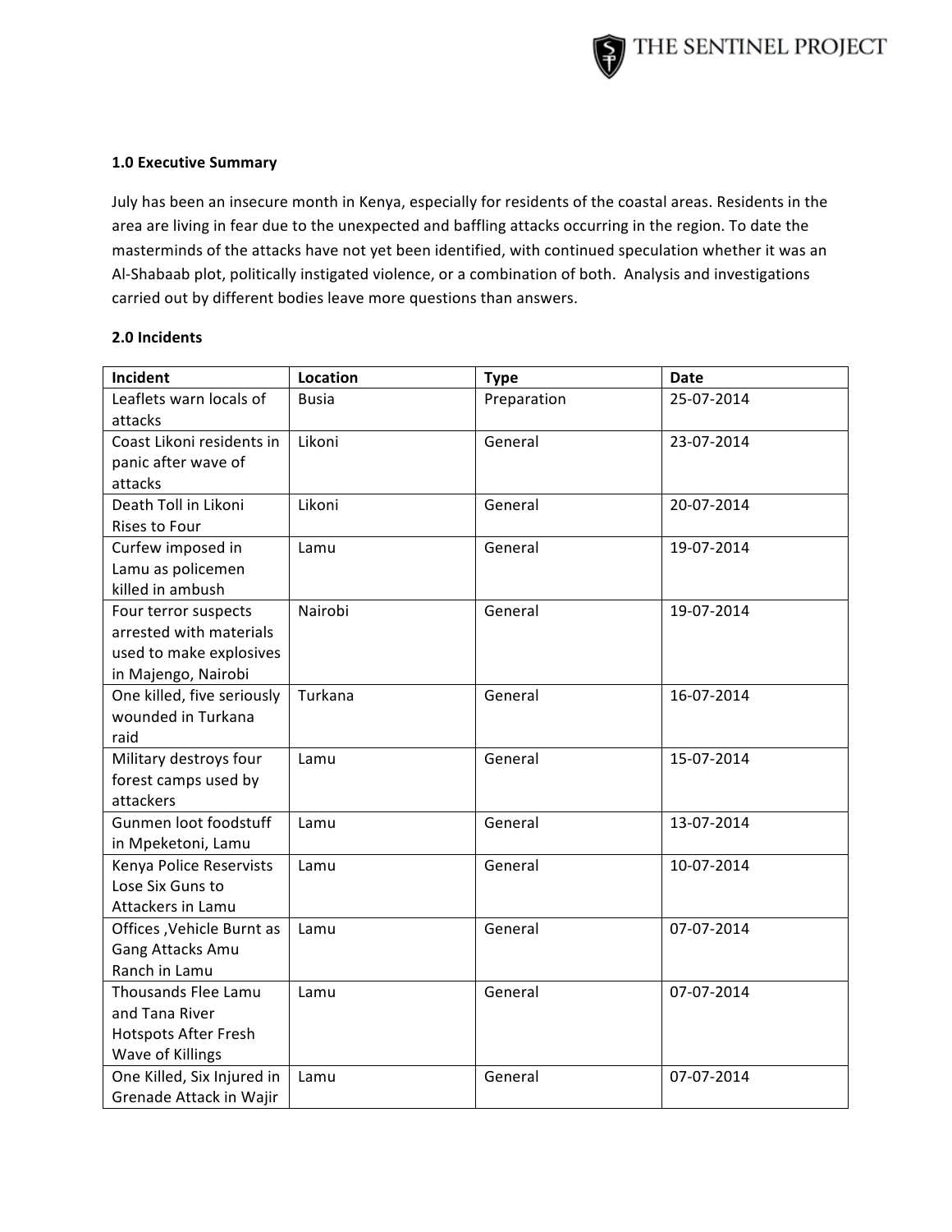### 1.0 Executive Summary

July has been an insecure month in Kenya, especially for residents of the coastal areas. Residents in the area are living in fear due to the unexpected and baffling attacks occurring in the region. To date the masterminds of the attacks have not yet been identified, with continued speculation whether it was an Al-Shabaab plot, politically instigated violence, or a combination of both. Analysis and investigations carried out by different bodies leave more questions than answers.

### 2.0 Incidents

| Incident | Location | Type | Date |
| --- | --- | --- | --- |
| Leaflets warn locals of attacks | Busia | Preparation | 25-07-2014 |
| Coast Likoni residents in panic after wave of attacks | Likoni | General | 23-07-2014 |
| Death Toll in Likoni Rises to Four | Likoni | General | 20-07-2014 |
| Curfew imposed in Lamu as policemen killed in ambush | Lamu | General | 19-07-2014 |
| Four terror suspects arrested with materials used to make explosives in Majengo, Nairobi | Nairobi | General | 19-07-2014 |
| One killed, five seriously wounded in Turkana raid | Turkana | General | 16-07-2014 |
| Military destroys four forest camps used by attackers | Lamu | General | 15-07-2014 |
| Gunmen loot foodstuff in Mpeketoni, Lamu | Lamu | General | 13-07-2014 |
| Kenya Police Reservists Lose Six Guns to Attackers in Lamu | Lamu | General | 10-07-2014 |
| Offices ,Vehicle Burnt as Gang Attacks Amu Ranch in Lamu | Lamu | General | 07-07-2014 |
| Thousands Flee Lamu and Tana River Hotspots After Fresh Wave of Killings | Lamu | General | 07-07-2014 |
| One Killed, Six Injured in Grenade Attack in Wajir | Lamu | General | 07-07-2014 |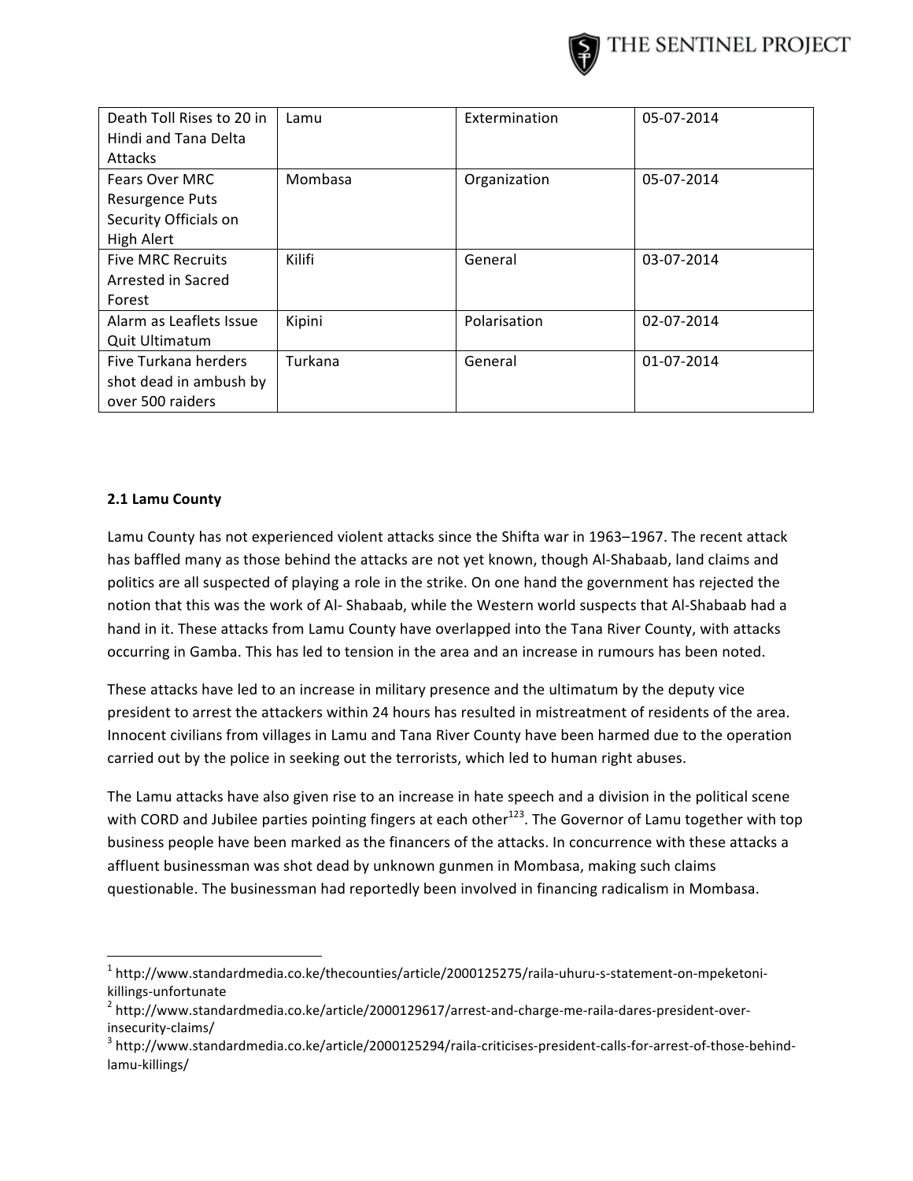| Death Toll Rises to 20 in Hindi and Tana Delta Attacks | Lamu | Extermination | 05-07-2014 |
|---|---|---|---|
| Fears Over MRC Resurgence Puts Security Officials on High Alert | Mombasa | Organization | 05-07-2014 |
| Five MRC Recruits Arrested in Sacred Forest | Kilifi | General | 03-07-2014 |
| Alarm as Leaflets Issue Quit Ultimatum | Kipini | Polarisation | 02-07-2014 |
| Five Turkana herders shot dead in ambush by over 500 raiders | Turkana | General | 01-07-2014 |

**2.1 Lamu County**

Lamu County has not experienced violent attacks since the Shifta war in 1963–1967. The recent attack has baffled many as those behind the attacks are not yet known, though Al-Shabaab, land claims and politics are all suspected of playing a role in the strike. On one hand the government has rejected the notion that this was the work of Al- Shabaab, while the Western world suspects that Al-Shabaab had a hand in it. These attacks from Lamu County have overlapped into the Tana River County, with attacks occurring in Gamba. This has led to tension in the area and an increase in rumours has been noted.

These attacks have led to an increase in military presence and the ultimatum by the deputy vice president to arrest the attackers within 24 hours has resulted in mistreatment of residents of the area. Innocent civilians from villages in Lamu and Tana River County have been harmed due to the operation carried out by the police in seeking out the terrorists, which led to human right abuses.

The Lamu attacks have also given rise to an increase in hate speech and a division in the political scene with CORD and Jubilee parties pointing fingers at each other[1,2,3]. The Governor of Lamu together with top business people have been marked as the financers of the attacks. In concurrence with these attacks a affluent businessman was shot dead by unknown gunmen in Mombasa, making such claims questionable. The businessman had reportedly been involved in financing radicalism in Mombasa.

---

[1] http://www.standardmedia.co.ke/thecounties/article/2000125275/raila-uhuru-s-statement-on-mpeketoni-killings-unfortunate

[2] http://www.standardmedia.co.ke/article/2000129617/arrest-and-charge-me-raila-dares-president-over-insecurity-claims/

[3] http://www.standardmedia.co.ke/article/2000125294/raila-criticises-president-calls-for-arrest-of-those-behind-lamu-killings/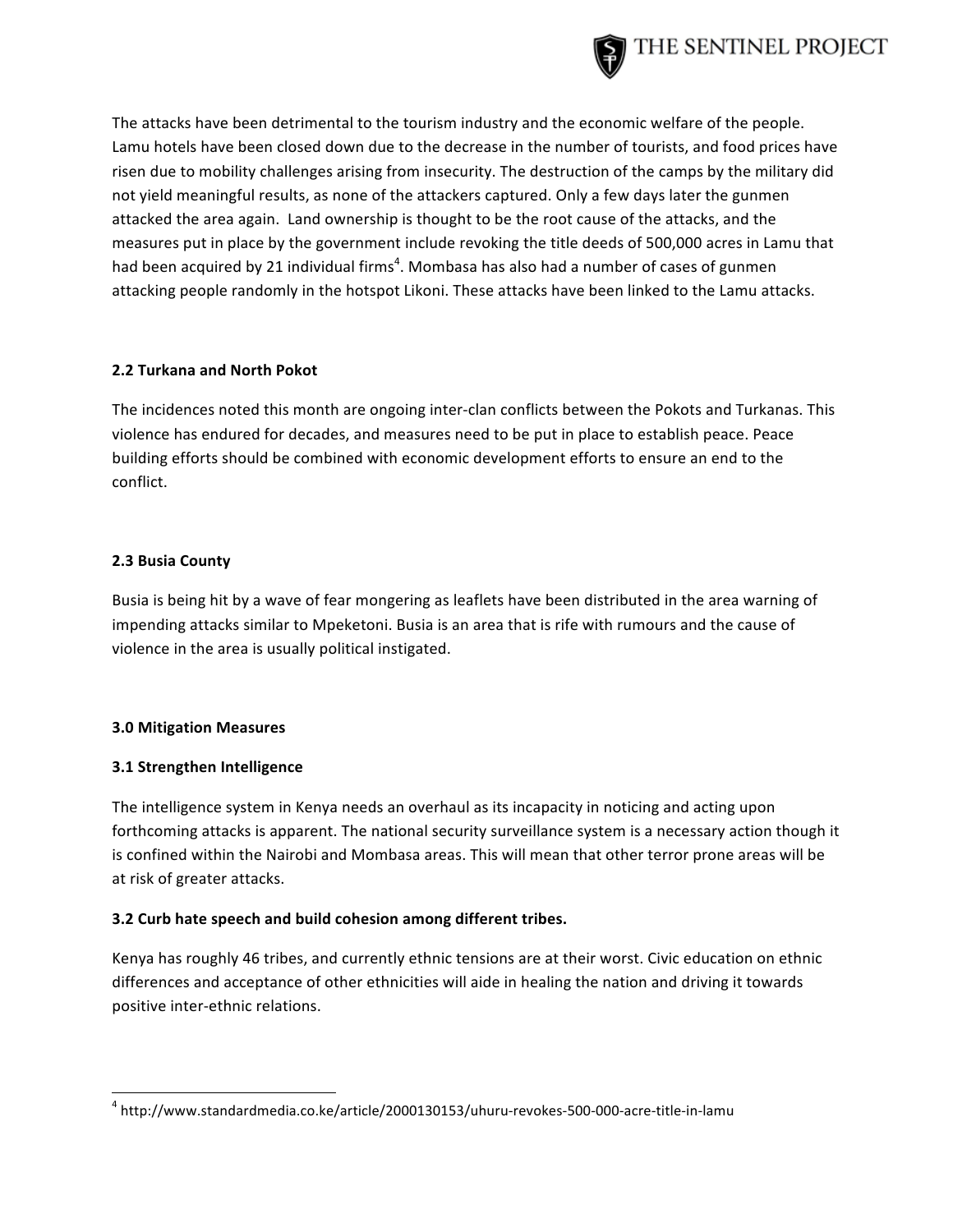The attacks have been detrimental to the tourism industry and the economic welfare of the people. Lamu hotels have been closed down due to the decrease in the number of tourists, and food prices have risen due to mobility challenges arising from insecurity. The destruction of the camps by the military did not yield meaningful results, as none of the attackers captured. Only a few days later the gunmen attacked the area again. Land ownership is thought to be the root cause of the attacks, and the measures put in place by the government include revoking the title deeds of 500,000 acres in Lamu that had been acquired by 21 individual firms[4]. Mombasa has also had a number of cases of gunmen attacking people randomly in the hotspot Likoni. These attacks have been linked to the Lamu attacks.

### 2.2 Turkana and North Pokot

The incidences noted this month are ongoing inter-clan conflicts between the Pokots and Turkanas. This violence has endured for decades, and measures need to be put in place to establish peace. Peace building efforts should be combined with economic development efforts to ensure an end to the conflict.

### 2.3 Busia County

Busia is being hit by a wave of fear mongering as leaflets have been distributed in the area warning of impending attacks similar to Mpeketoni. Busia is an area that is rife with rumours and the cause of violence in the area is usually political instigated.

## 3.0 Mitigation Measures

### 3.1 Strengthen Intelligence

The intelligence system in Kenya needs an overhaul as its incapacity in noticing and acting upon forthcoming attacks is apparent. The national security surveillance system is a necessary action though it is confined within the Nairobi and Mombasa areas. This will mean that other terror prone areas will be at risk of greater attacks.

### 3.2 Curb hate speech and build cohesion among different tribes.

Kenya has roughly 46 tribes, and currently ethnic tensions are at their worst. Civic education on ethnic differences and acceptance of other ethnicities will aide in healing the nation and driving it towards positive inter-ethnic relations.

---

[4] http://www.standardmedia.co.ke/article/2000130153/uhuru-revokes-500-000-acre-title-in-lamu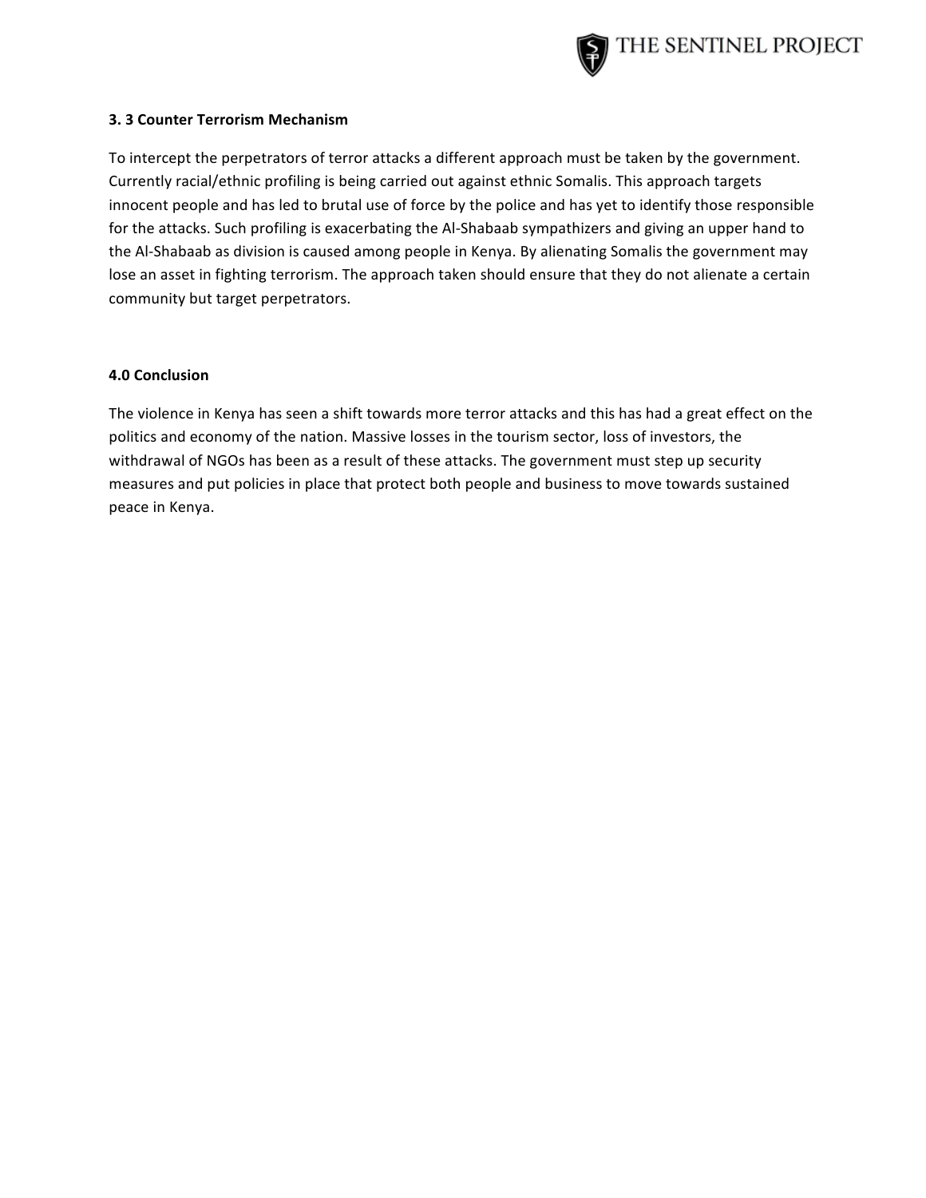### 3. 3 Counter Terrorism Mechanism

To intercept the perpetrators of terror attacks a different approach must be taken by the government. Currently racial/ethnic profiling is being carried out against ethnic Somalis. This approach targets innocent people and has led to brutal use of force by the police and has yet to identify those responsible for the attacks. Such profiling is exacerbating the Al-Shabaab sympathizers and giving an upper hand to the Al-Shabaab as division is caused among people in Kenya. By alienating Somalis the government may lose an asset in fighting terrorism. The approach taken should ensure that they do not alienate a certain community but target perpetrators.

## 4.0 Conclusion

The violence in Kenya has seen a shift towards more terror attacks and this has had a great effect on the politics and economy of the nation. Massive losses in the tourism sector, loss of investors, the withdrawal of NGOs has been as a result of these attacks. The government must step up security measures and put policies in place that protect both people and business to move towards sustained peace in Kenya.